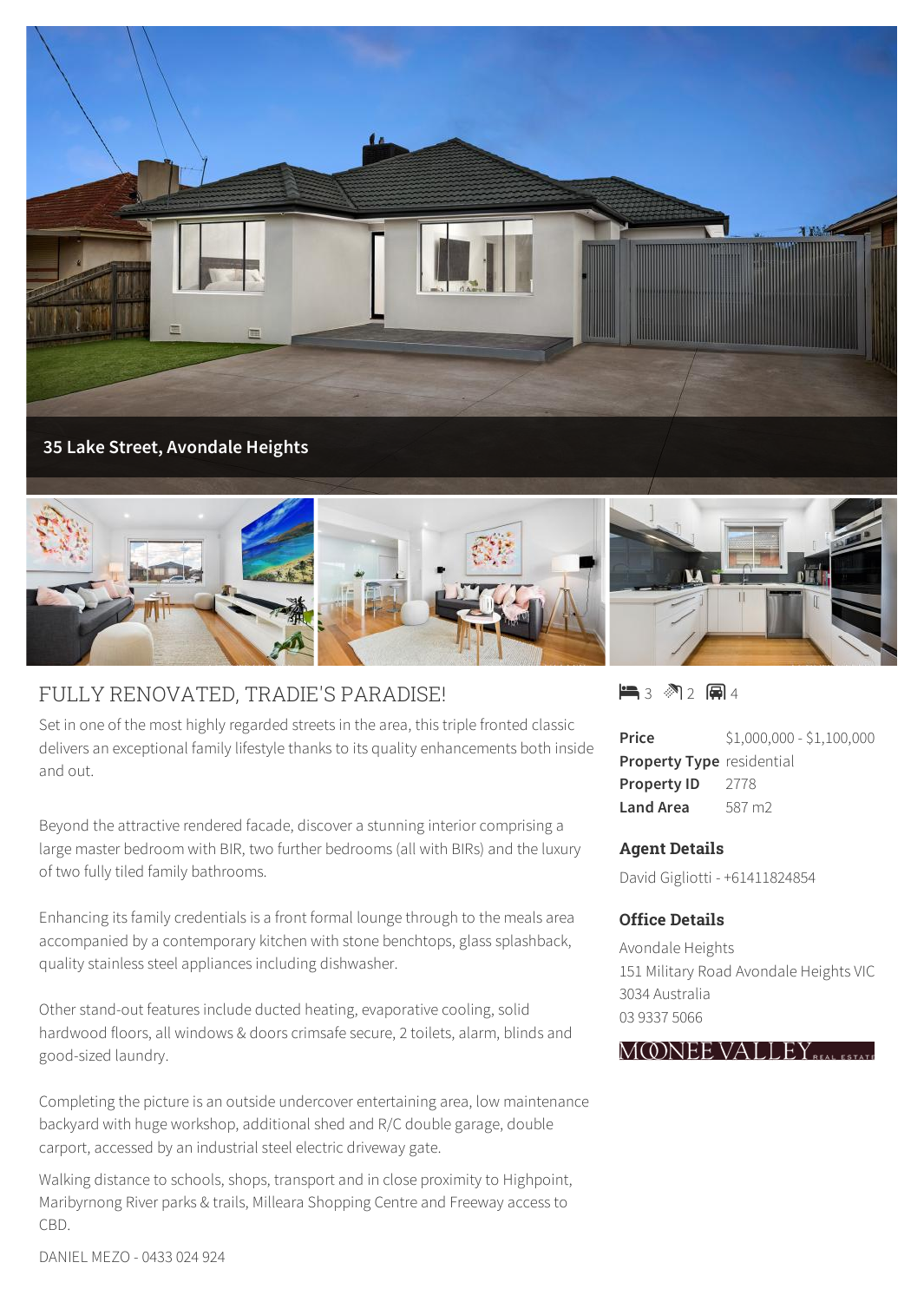**35 Lake Street, Avondale Heights**

# FULLY RENOVATED, TRADIE'S PARADISE!

3 bed · 2 bath · 4 car

Set in one of the most highly regarded streets in the area, this triple fronted classic delivers an exceptional family lifestyle thanks to its quality enhancements both inside and out.

Beyond the attractive rendered facade, discover a stunning interior comprising a large master bedroom with BIR, two further bedrooms (all with BIRs) and the luxury of two fully tiled family bathrooms.

Enhancing its family credentials is a front formal lounge through to the meals area accompanied by a contemporary kitchen with stone benchtops, glass splashback, quality stainless steel appliances including dishwasher.

Other stand-out features include ducted heating, evaporative cooling, solid hardwood floors, all windows & doors crimsafe secure, 2 toilets, alarm, blinds and good-sized laundry.

Completing the picture is an outside undercover entertaining area, low maintenance backyard with huge workshop, additional shed and R/C double garage, double carport, accessed by an industrial steel electric driveway gate.

Walking distance to schools, shops, transport and in close proximity to Highpoint, Maribyrnong River parks & trails, Milleara Shopping Centre and Freeway access to CBD.

DANIEL MEZO - 0433 024 924

| | |
|---|---|
| **Price** | $1,000,000 - $1,100,000 |
| **Property Type** | residential |
| **Property ID** | 2778 |
| **Land Area** | 587 m2 |

## Agent Details

David Gigliotti - +61411824854

## Office Details

Avondale Heights
151 Military Road Avondale Heights VIC 3034 Australia
03 9337 5066

MOONEE VALLEY REAL ESTATE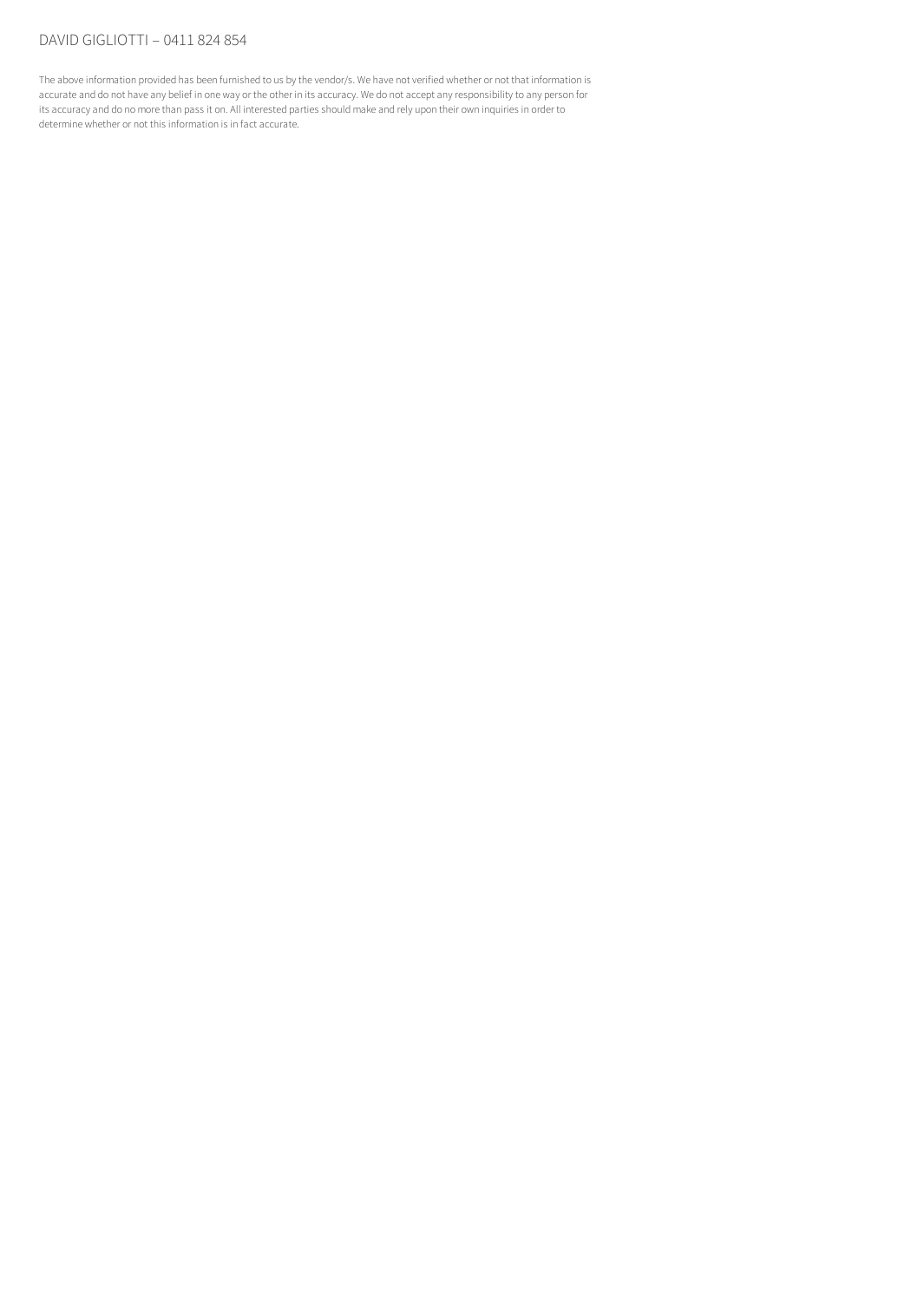DAVID GIGLIOTTI – 0411 824 854

The above information provided has been furnished to us by the vendor/s. We have not verified whether or not that information is accurate and do not have any belief in one way or the other in its accuracy. We do not accept any responsibility to any person for its accuracy and do no more than pass it on. All interested parties should make and rely upon their own inquiries in order to determine whether or not this information is in fact accurate.